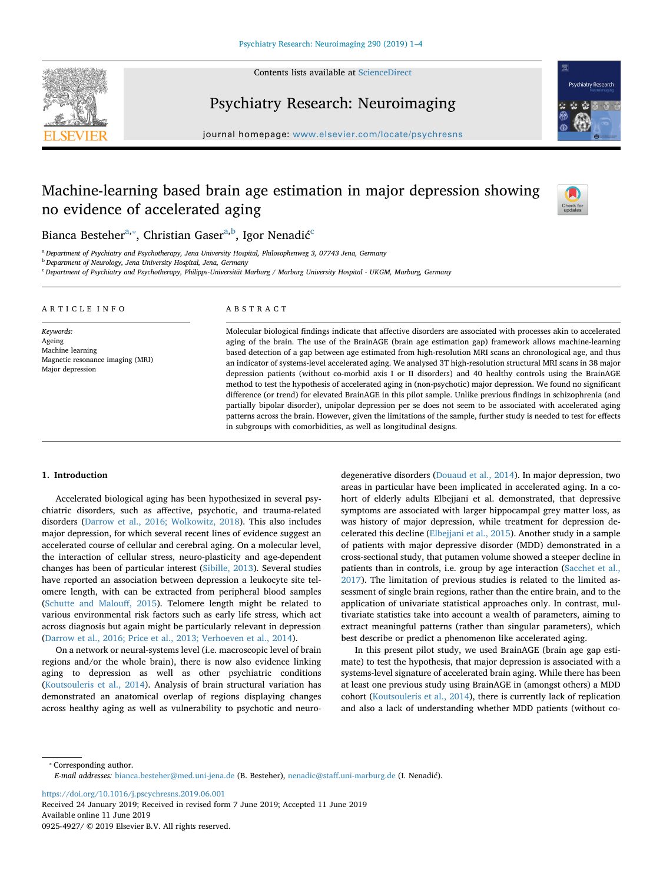# Machine-learning based brain age estimation in major depression showing no evidence of accelerated aging

Bianca Besteher[a,*], Christian Gaser[a,b], Igor Nenadić[c]

[a] Department of Psychiatry and Psychotherapy, Jena University Hospital, Philosophenweg 3, 07743 Jena, Germany

[b] Department of Neurology, Jena University Hospital, Jena, Germany

[c] Department of Psychiatry and Psychotherapy, Philipps-Universität Marburg / Marburg University Hospital - UKGM, Marburg, Germany

## ARTICLE INFO

*Keywords:*
Ageing
Machine learning
Magnetic resonance imaging (MRI)
Major depression

## ABSTRACT

Molecular biological findings indicate that affective disorders are associated with processes akin to accelerated aging of the brain. The use of the BrainAGE (brain age estimation gap) framework allows machine-learning based detection of a gap between age estimated from high-resolution MRI scans an chronological age, and thus an indicator of systems-level accelerated aging. We analysed 3T high-resolution structural MRI scans in 38 major depression patients (without co-morbid axis I or II disorders) and 40 healthy controls using the BrainAGE method to test the hypothesis of accelerated aging in (non-psychotic) major depression. We found no significant difference (or trend) for elevated BrainAGE in this pilot sample. Unlike previous findings in schizophrenia (and partially bipolar disorder), unipolar depression per se does not seem to be associated with accelerated aging patterns across the brain. However, given the limitations of the sample, further study is needed to test for effects in subgroups with comorbidities, as well as longitudinal designs.

## 1. Introduction

Accelerated biological aging has been hypothesized in several psychiatric disorders, such as affective, psychotic, and trauma-related disorders (Darrow et al., 2016; Wolkowitz, 2018). This also includes major depression, for which several recent lines of evidence suggest an accelerated course of cellular and cerebral aging. On a molecular level, the interaction of cellular stress, neuro-plasticity and age-dependent changes has been of particular interest (Sibille, 2013). Several studies have reported an association between depression a leukocyte site telomere length, with can be extracted from peripheral blood samples (Schutte and Malouff, 2015). Telomere length might be related to various environmental risk factors such as early life stress, which act across diagnosis but again might be particularly relevant in depression (Darrow et al., 2016; Price et al., 2013; Verhoeven et al., 2014).

On a network or neural-systems level (i.e. macroscopic level of brain regions and/or the whole brain), there is now also evidence linking aging to depression as well as other psychiatric conditions (Koutsouleris et al., 2014). Analysis of brain structural variation has demonstrated an anatomical overlap of regions displaying changes across healthy aging as well as vulnerability to psychotic and neurodegenerative disorders (Douaud et al., 2014). In major depression, two areas in particular have been implicated in accelerated aging. In a cohort of elderly adults Elbejjani et al. demonstrated, that depressive symptoms are associated with larger hippocampal grey matter loss, as was history of major depression, while treatment for depression decelerated this decline (Elbejjani et al., 2015). Another study in a sample of patients with major depressive disorder (MDD) demonstrated in a cross-sectional study, that putamen volume showed a steeper decline in patients than in controls, i.e. group by age interaction (Sacchet et al., 2017). The limitation of previous studies is related to the limited assessment of single brain regions, rather than the entire brain, and to the application of univariate statistical approaches only. In contrast, multivariate statistics take into account a wealth of parameters, aiming to extract meaningful patterns (rather than singular parameters), which best describe or predict a phenomenon like accelerated aging.

In this present pilot study, we used BrainAGE (brain age gap estimate) to test the hypothesis, that major depression is associated with a systems-level signature of accelerated brain aging. While there has been at least one previous study using BrainAGE in (amongst others) a MDD cohort (Koutsouleris et al., 2014), there is currently lack of replication and also a lack of understanding whether MDD patients (without co-

---

* Corresponding author.
*E-mail addresses:* bianca.besteher@med.uni-jena.de (B. Besteher), nenadic@staff.uni-marburg.de (I. Nenadić).

https://doi.org/10.1016/j.pscychresns.2019.06.001
Received 24 January 2019; Received in revised form 7 June 2019; Accepted 11 June 2019
Available online 11 June 2019
0925-4927/ © 2019 Elsevier B.V. All rights reserved.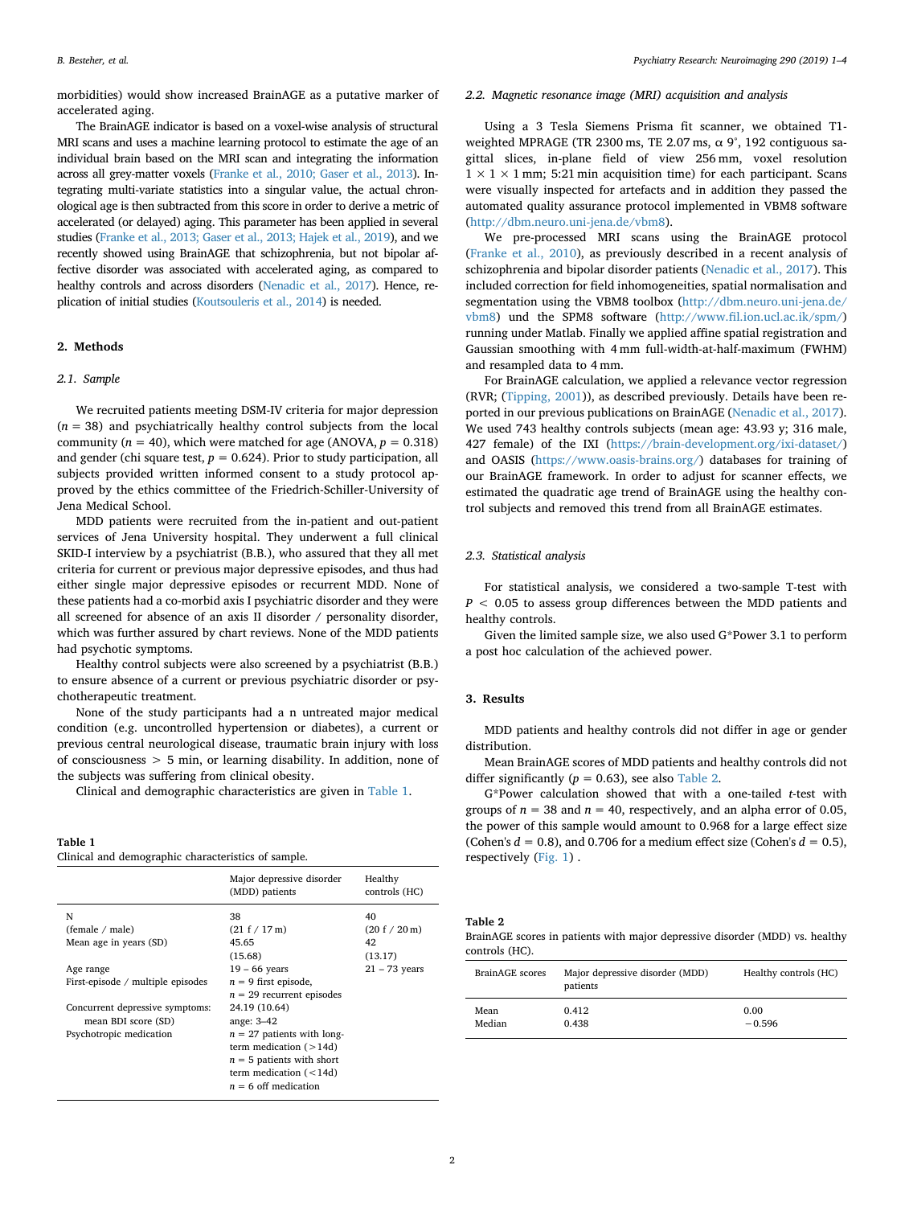morbidities) would show increased BrainAGE as a putative marker of accelerated aging.

The BrainAGE indicator is based on a voxel-wise analysis of structural MRI scans and uses a machine learning protocol to estimate the age of an individual brain based on the MRI scan and integrating the information across all grey-matter voxels (Franke et al., 2010; Gaser et al., 2013). Integrating multi-variate statistics into a singular value, the actual chronological age is then subtracted from this score in order to derive a metric of accelerated (or delayed) aging. This parameter has been applied in several studies (Franke et al., 2013; Gaser et al., 2013; Hajek et al., 2019), and we recently showed using BrainAGE that schizophrenia, but not bipolar affective disorder was associated with accelerated aging, as compared to healthy controls and across disorders (Nenadic et al., 2017). Hence, replication of initial studies (Koutsouleris et al., 2014) is needed.

## 2. Methods

### 2.1. Sample

We recruited patients meeting DSM-IV criteria for major depression ($n = 38$) and psychiatrically healthy control subjects from the local community ($n = 40$), which were matched for age (ANOVA, $p = 0.318$) and gender (chi square test, $p = 0.624$). Prior to study participation, all subjects provided written informed consent to a study protocol approved by the ethics committee of the Friedrich-Schiller-University of Jena Medical School.

MDD patients were recruited from the in-patient and out-patient services of Jena University hospital. They underwent a full clinical SKID-I interview by a psychiatrist (B.B.), who assured that they all met criteria for current or previous major depressive episodes, and thus had either single major depressive episodes or recurrent MDD. None of these patients had a co-morbid axis I psychiatric disorder and they were all screened for absence of an axis II disorder / personality disorder, which was further assured by chart reviews. None of the MDD patients had psychotic symptoms.

Healthy control subjects were also screened by a psychiatrist (B.B.) to ensure absence of a current or previous psychiatric disorder or psychotherapeutic treatment.

None of the study participants had a n untreated major medical condition (e.g. uncontrolled hypertension or diabetes), a current or previous central neurological disease, traumatic brain injury with loss of consciousness > 5 min, or learning disability. In addition, none of the subjects was suffering from clinical obesity.

Clinical and demographic characteristics are given in Table 1.

**Table 1**
Clinical and demographic characteristics of sample.

| | Major depressive disorder (MDD) patients | Healthy controls (HC) |
|---|---|---|
| N<br>(female / male)<br>Mean age in years (SD) | 38<br>(21 f / 17 m)<br>45.65<br>(15.68) | 40<br>(20 f / 20 m)<br>42<br>(13.17) |
| Age range | 19 – 66 years | 21 – 73 years |
| First-episode / multiple episodes | $n = 9$ first episode,<br>$n = 29$ recurrent episodes | |
| Concurrent depressive symptoms: mean BDI score (SD) | 24.19 (10.64)<br>ange: 3–42 | |
| Psychotropic medication | $n = 27$ patients with long-term medication (>14d)<br>$n = 5$ patients with short term medication (<14d)<br>$n = 6$ off medication | |

### 2.2. Magnetic resonance image (MRI) acquisition and analysis

Using a 3 Tesla Siemens Prisma fit scanner, we obtained T1-weighted MPRAGE (TR 2300 ms, TE 2.07 ms, α 9°, 192 contiguous sagittal slices, in-plane field of view 256 mm, voxel resolution 1 × 1 × 1 mm; 5:21 min acquisition time) for each participant. Scans were visually inspected for artefacts and in addition they passed the automated quality assurance protocol implemented in VBM8 software (http://dbm.neuro.uni-jena.de/vbm8).

We pre-processed MRI scans using the BrainAGE protocol (Franke et al., 2010), as previously described in a recent analysis of schizophrenia and bipolar disorder patients (Nenadic et al., 2017). This included correction for field inhomogeneities, spatial normalisation and segmentation using the VBM8 toolbox (http://dbm.neuro.uni-jena.de/vbm8) und the SPM8 software (http://www.fil.ion.ucl.ac.ik/spm/) running under Matlab. Finally we applied affine spatial registration and Gaussian smoothing with 4 mm full-width-at-half-maximum (FWHM) and resampled data to 4 mm.

For BrainAGE calculation, we applied a relevance vector regression (RVR; (Tipping, 2001)), as described previously. Details have been reported in our previous publications on BrainAGE (Nenadic et al., 2017). We used 743 healthy controls subjects (mean age: 43.93 y; 316 male, 427 female) of the IXI (https://brain-development.org/ixi-dataset/) and OASIS (https://www.oasis-brains.org/) databases for training of our BrainAGE framework. In order to adjust for scanner effects, we estimated the quadratic age trend of BrainAGE using the healthy control subjects and removed this trend from all BrainAGE estimates.

### 2.3. Statistical analysis

For statistical analysis, we considered a two-sample T-test with $P < 0.05$ to assess group differences between the MDD patients and healthy controls.

Given the limited sample size, we also used G*Power 3.1 to perform a post hoc calculation of the achieved power.

## 3. Results

MDD patients and healthy controls did not differ in age or gender distribution.

Mean BrainAGE scores of MDD patients and healthy controls did not differ significantly ($p = 0.63$), see also Table 2.

G*Power calculation showed that with a one-tailed $t$-test with groups of $n = 38$ and $n = 40$, respectively, and an alpha error of 0.05, the power of this sample would amount to 0.968 for a large effect size (Cohen's $d = 0.8$), and 0.706 for a medium effect size (Cohen's $d = 0.5$), respectively (Fig. 1) .

**Table 2**
BrainAGE scores in patients with major depressive disorder (MDD) vs. healthy controls (HC).

| BrainAGE scores | Major depressive disorder (MDD) patients | Healthy controls (HC) |
|---|---|---|
| Mean | 0.412 | 0.00 |
| Median | 0.438 | −0.596 |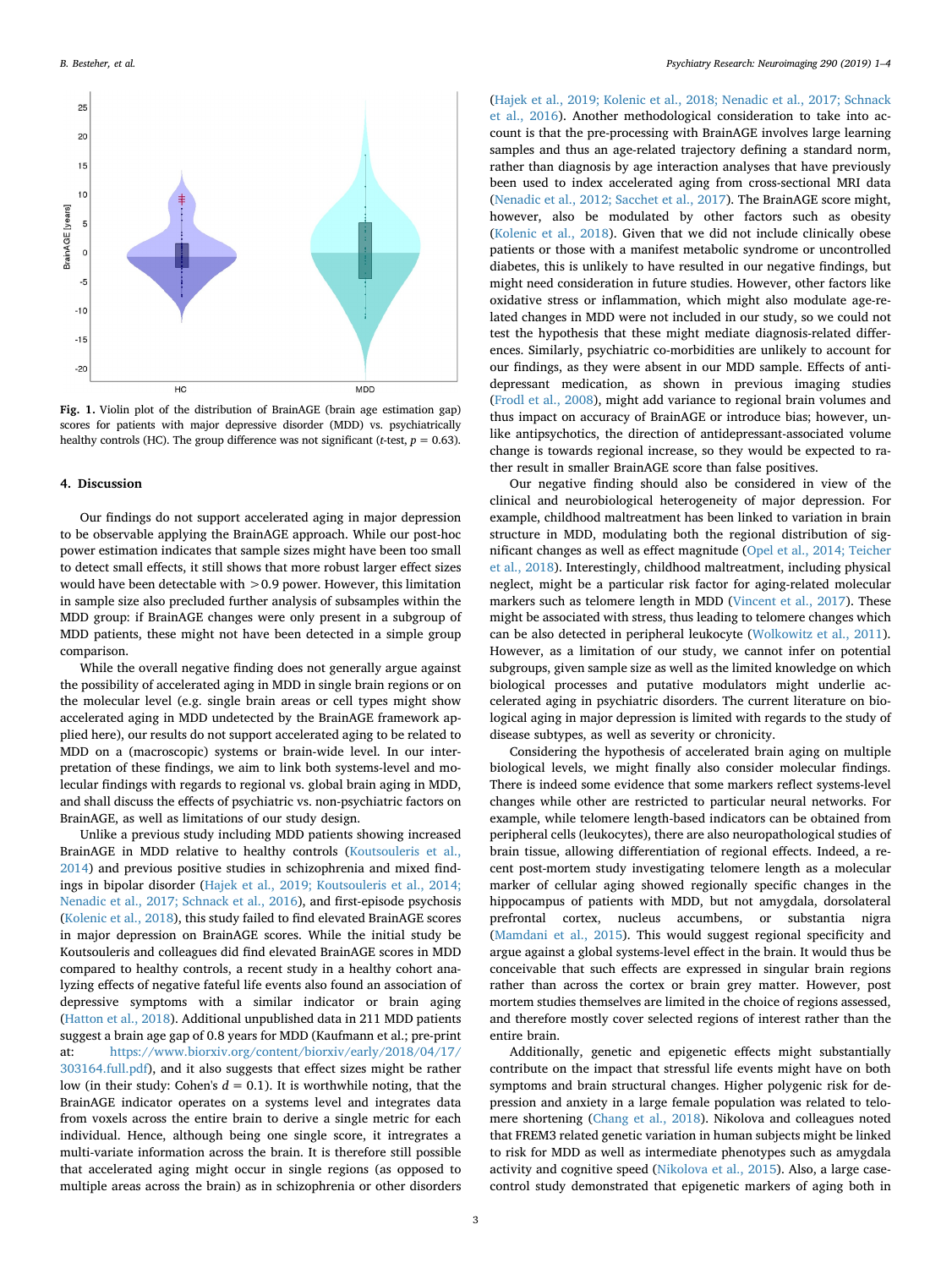**Fig. 1.** Violin plot of the distribution of BrainAGE (brain age estimation gap) scores for patients with major depressive disorder (MDD) vs. psychiatrically healthy controls (HC). The group difference was not significant (*t*-test, $p = 0.63$).

## 4. Discussion

Our findings do not support accelerated aging in major depression to be observable applying the BrainAGE approach. While our post-hoc power estimation indicates that sample sizes might have been too small to detect small effects, it still shows that more robust larger effect sizes would have been detectable with $>0.9$ power. However, this limitation in sample size also precluded further analysis of subsamples within the MDD group: if BrainAGE changes were only present in a subgroup of MDD patients, these might not have been detected in a simple group comparison.

While the overall negative finding does not generally argue against the possibility of accelerated aging in MDD in single brain regions or on the molecular level (e.g. single brain areas or cell types might show accelerated aging in MDD undetected by the BrainAGE framework applied here), our results do not support accelerated aging to be related to MDD on a (macroscopic) systems or brain-wide level. In our interpretation of these findings, we aim to link both systems-level and molecular findings with regards to regional vs. global brain aging in MDD, and shall discuss the effects of psychiatric vs. non-psychiatric factors on BrainAGE, as well as limitations of our study design.

Unlike a previous study including MDD patients showing increased BrainAGE in MDD relative to healthy controls (Koutsouleris et al., 2014) and previous positive studies in schizophrenia and mixed findings in bipolar disorder (Hajek et al., 2019; Koutsouleris et al., 2014; Nenadic et al., 2017; Schnack et al., 2016), and first-episode psychosis (Kolenic et al., 2018), this study failed to find elevated BrainAGE scores in major depression on BrainAGE scores. While the initial study be Koutsouleris and colleagues did find elevated BrainAGE scores in MDD compared to healthy controls, a recent study in a healthy cohort analyzing effects of negative fateful life events also found an association of depressive symptoms with a similar indicator or brain aging (Hatton et al., 2018). Additional unpublished data in 211 MDD patients suggest a brain age gap of 0.8 years for MDD (Kaufmann et al.; pre-print at: https://www.biorxiv.org/content/biorxiv/early/2018/04/17/303164.full.pdf), and it also suggests that effect sizes might be rather low (in their study: Cohen's $d = 0.1$). It is worthwhile noting, that the BrainAGE indicator operates on a systems level and integrates data from voxels across the entire brain to derive a single metric for each individual. Hence, although being one single score, it intregrates a multi-variate information across the brain. It is therefore still possible that accelerated aging might occur in single regions (as opposed to multiple areas across the brain) as in schizophrenia or other disorders (Hajek et al., 2019; Kolenic et al., 2018; Nenadic et al., 2017; Schnack et al., 2016). Another methodological consideration to take into account is that the pre-processing with BrainAGE involves large learning samples and thus an age-related trajectory defining a standard norm, rather than diagnosis by age interaction analyses that have previously been used to index accelerated aging from cross-sectional MRI data (Nenadic et al., 2012; Sacchet et al., 2017). The BrainAGE score might, however, also be modulated by other factors such as obesity (Kolenic et al., 2018). Given that we did not include clinically obese patients or those with a manifest metabolic syndrome or uncontrolled diabetes, this is unlikely to have resulted in our negative findings, but might need consideration in future studies. However, other factors like oxidative stress or inflammation, which might also modulate age-related changes in MDD were not included in our study, so we could not test the hypothesis that these might mediate diagnosis-related differences. Similarly, psychiatric co-morbidities are unlikely to account for our findings, as they were absent in our MDD sample. Effects of antidepressant medication, as shown in previous imaging studies (Frodl et al., 2008), might add variance to regional brain volumes and thus impact on accuracy of BrainAGE or introduce bias; however, unlike antipsychotics, the direction of antidepressant-associated volume change is towards regional increase, so they would be expected to rather result in smaller BrainAGE score than false positives.

Our negative finding should also be considered in view of the clinical and neurobiological heterogeneity of major depression. For example, childhood maltreatment has been linked to variation in brain structure in MDD, modulating both the regional distribution of significant changes as well as effect magnitude (Opel et al., 2014; Teicher et al., 2018). Interestingly, childhood maltreatment, including physical neglect, might be a particular risk factor for aging-related molecular markers such as telomere length in MDD (Vincent et al., 2017). These might be associated with stress, thus leading to telomere changes which can be also detected in peripheral leukocyte (Wolkowitz et al., 2011). However, as a limitation of our study, we cannot infer on potential subgroups, given sample size as well as the limited knowledge on which biological processes and putative modulators might underlie accelerated aging in psychiatric disorders. The current literature on biological aging in major depression is limited with regards to the study of disease subtypes, as well as severity or chronicity.

Considering the hypothesis of accelerated brain aging on multiple biological levels, we might finally also consider molecular findings. There is indeed some evidence that some markers reflect systems-level changes while other are restricted to particular neural networks. For example, while telomere length-based indicators can be obtained from peripheral cells (leukocytes), there are also neuropathological studies of brain tissue, allowing differentiation of regional effects. Indeed, a recent post-mortem study investigating telomere length as a molecular marker of cellular aging showed regionally specific changes in the hippocampus of patients with MDD, but not amygdala, dorsolateral prefrontal cortex, nucleus accumbens, or substantia nigra (Mamdani et al., 2015). This would suggest regional specificity and argue against a global systems-level effect in the brain. It would thus be conceivable that such effects are expressed in singular brain regions rather than across the cortex or brain grey matter. However, post mortem studies themselves are limited in the choice of regions assessed, and therefore mostly cover selected regions of interest rather than the entire brain.

Additionally, genetic and epigenetic effects might substantially contribute on the impact that stressful life events might have on both symptoms and brain structural changes. Higher polygenic risk for depression and anxiety in a large female population was related to telomere shortening (Chang et al., 2018). Nikolova and colleagues noted that FREM3 related genetic variation in human subjects might be linked to risk for MDD as well as intermediate phenotypes such as amygdala activity and cognitive speed (Nikolova et al., 2015). Also, a large case-control study demonstrated that epigenetic markers of aging both in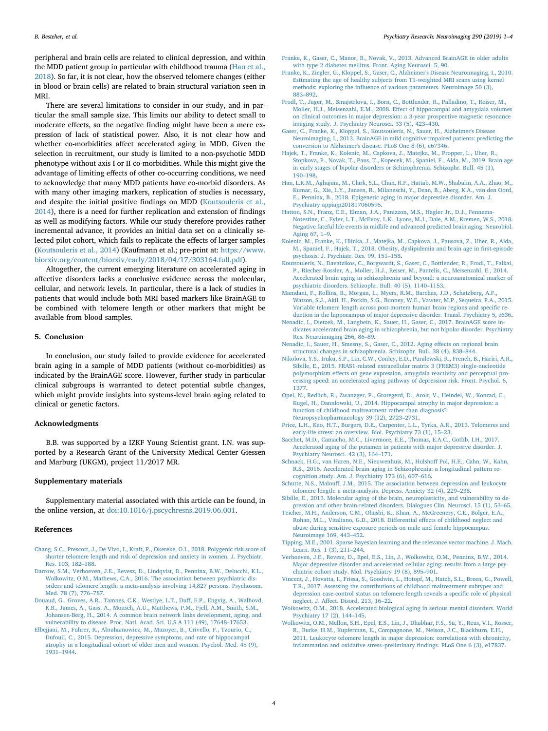peripheral and brain cells are related to clinical depression, and within the MDD patient group in particular with childhood trauma (Han et al., 2018). So far, it is not clear, how the observed telomere changes (either in blood or brain cells) are related to brain structural variation seen in MRI.

There are several limitations to consider in our study, and in particular the small sample size. This limits our ability to detect small to moderate effects, so the negative finding might have been a mere expression of lack of statistical power. Also, it is not clear how and whether co-morbidities affect accelerated aging in MDD. Given the selection in recruitment, our study is limited to a non-psychotic MDD phenotype without axis I or II co-morbidities. While this might give the advantage of limiting effects of other co-occurring conditions, we need to acknowledge that many MDD patients have co-morbid disorders. As with many other imaging markers, replication of studies is necessary, and despite the initial positive findings on MDD (Koutsouleris et al., 2014), there is a need for further replication and extension of findings as well as modifying factors. While our study therefore provides rather incremental advance, it provides an initial data set on a clinically selected pilot cohort, which fails to replicate the effects of larger samples (Koutsouleris et al., 2014) (Kaufmann et al.; pre-print at: https://www.biorxiv.org/content/biorxiv/early/2018/04/17/303164.full.pdf).

Altogether, the current emerging literature on accelerated aging in affective disorders lacks a conclusive evidence across the molecular, cellular, and network levels. In particular, there is a lack of studies in patients that would include both MRI based markers like BrainAGE to be combined with telomere length or other markers that might be available from blood samples.

## 5. Conclusion

In conclusion, our study failed to provide evidence for accelerated brain aging in a sample of MDD patients (without co-morbidities) as indicated by the BrainAGE score. However, further study in particular clinical subgroups is warranted to detect potential subtle changes, which might provide insights into systems-level brain aging related to clinical or genetic factors.

## Acknowledgments

B.B. was supported by a IZKF Young Scientist grant. I.N. was supported by a Research Grant of the University Medical Center Giessen and Marburg (UKGM), project 11/2017 MR.

## Supplementary materials

Supplementary material associated with this article can be found, in the online version, at doi:10.1016/j.pscychresns.2019.06.001.

## References

Chang, S.C., Prescott, J., De Vivo, I., Kraft, P., Okereke, O.I., 2018. Polygenic risk score of shorter telomere length and risk of depression and anxiety in women. J. Psychiatr. Res. 103, 182–188.

Darrow, S.M., Verhoeven, J.E., Revesz, D., Lindqvist, D., Penninx, B.W., Delucchi, K.L., Wolkowitz, O.M., Mathews, C.A., 2016. The association between psychiatric disorders and telomere length: a meta-analysis involving 14,827 persons. Psychosom. Med. 78 (7), 776–787.

Douaud, G., Groves, A.R., Tamnes, C.K., Westlye, L.T., Duff, E.P., Engvig, A., Walhovd, K.B., James, A., Gass, A., Monsch, A.U., Matthews, P.M., Fjell, A.M., Smith, S.M., Johansen-Berg, H., 2014. A common brain network links development, aging, and vulnerability to disease. Proc. Natl. Acad. Sci. U.S.A 111 (49), 17648–17653.

Elbejjani, M., Fuhrer, R., Abrahamowicz, M., Mazoyer, B., Crivello, F., Tzourio, C., Dufouil, C., 2015. Depression, depressive symptoms, and rate of hippocampal atrophy in a longitudinal cohort of older men and women. Psychol. Med. 45 (9), 1931–1944.

Franke, K., Gaser, C., Manor, B., Novak, V., 2013. Advanced BrainAGE in older adults with type 2 diabetes mellitus. Front. Aging Neurosci. 5, 90.

Franke, K., Ziegler, G., Kloppel, S., Gaser, C., Alzheimer's Disease Neuroimaging, I., 2010. Estimating the age of healthy subjects from T1-weighted MRI scans using kernel methods: exploring the influence of various parameters. Neuroimage 50 (3), 883–892.

Frodl, T., Jager, M., Smajstrlova, I., Born, C., Bottlender, R., Palladino, T., Reiser, M., Moller, H.J., Meisenzahl, E.M., 2008. Effect of hippocampal and amygdala volumes on clinical outcomes in major depression: a 3-year prospective magnetic resonance imaging study. J. Psychiatry Neurosci. 33 (5), 423–430.

Gaser, C., Franke, K., Kloppel, S., Koutsouleris, N., Sauer, H., Alzheimer's Disease Neuroimaging, I., 2013. BrainAGE in mild cognitive impaired patients: predicting the conversion to Alzheimer's disease. PLoS One 8 (6), e67346.

Hajek, T., Franke, K., Kolenic, M., Capkova, J., Matejka, M., Propper, L., Uher, R., Stopkova, P., Novak, T., Paus, T., Kopecek, M., Spaniel, F., Alda, M., 2019. Brain age in early stages of bipolar disorders or Schizophrenia. Schizophr. Bull. 45 (1), 190–198.

Han, L.K.M., Aghajani, M., Clark, S.L., Chan, R.F., Hattab, M.W., Shabalin, A.A., Zhao, M., Kumar, G., Xie, L.Y., Jansen, R., Milaneschi, Y., Dean, B., Aberg, K.A., van den Oord, E., Penninx, B., 2018. Epigenetic aging in major depressive disorder. Am. J. Psychiatry appiajp201817060595.

Hatton, S.N., Franz, C.E., Elman, J.A., Panizzon, M.S., Hagler Jr., D.J., Fennema-Notestine, C., Eyler, L.T., McEvoy, L.K., Lyons, M.J., Dale, A.M., Kremen, W.S., 2018. Negative fateful life events in midlife and advanced predicted brain aging. Neurobiol. Aging 67, 1–9.

Kolenic, M., Franke, K., Hlinka, J., Matejka, M., Capkova, J., Pausova, Z., Uher, R., Alda, M., Spaniel, F., Hajek, T., 2018. Obesity, dyslipidemia and brain age in first-episode psychosis. J. Psychiatr. Res. 99, 151–158.

Koutsouleris, N., Davatzikos, C., Borgwardt, S., Gaser, C., Bottlender, R., Frodl, T., Falkai, P., Riecher-Rossler, A., Moller, H.J., Reiser, M., Pantelis, C., Meisenzahl, E., 2014. Accelerated brain aging in schizophrenia and beyond: a neuroanatomical marker of psychiatric disorders. Schizophr. Bull. 40 (5), 1140–1153.

Mamdani, F., Rollins, B., Morgan, L., Myers, R.M., Barchas, J.D., Schatzberg, A.F., Watson, S.J., Akil, H., Potkin, S.G., Bunney, W.E., Vawter, M.P., Sequeira, P.A., 2015. Variable telomere length across post-mortem human brain regions and specific reduction in the hippocampus of major depressive disorder. Transl. Psychiatry 5, e636.

Nenadic, I., Dietzek, M., Langbein, K., Sauer, H., Gaser, C., 2017. BrainAGE score indicates accelerated brain aging in schizophrenia, but not bipolar disorder. Psychiatry Res. Neuroimaging 266, 86–89.

Nenadic, I., Sauer, H., Smesny, S., Gaser, C., 2012. Aging effects on regional brain structural changes in schizophrenia. Schizophr. Bull. 38 (4), 838–844.

Nikolova, Y.S., Iruku, S.P., Lin, C.W., Conley, E.D., Puralewski, R., French, B., Hariri, A.R., Sibille, E., 2015. FRAS1-related extracellular matrix 3 (FREM3) single-nucleotide polymorphism effects on gene expression, amygdala reactivity and perceptual processing speed: an accelerated aging pathway of depression risk. Front. Psychol. 6, 1377.

Opel, N., Redlich, R., Zwanzger, P., Grotegerd, D., Arolt, V., Heindel, W., Konrad, C., Kugel, H., Dannlowski, U., 2014. Hippocampal atrophy in major depression: a function of childhood maltreatment rather than diagnosis? Neuropsychopharmacology 39 (12), 2723–2731.

Price, L.H., Kao, H.T., Burgers, D.E., Carpenter, L.L., Tyrka, A.R., 2013. Telomeres and early-life stress: an overview. Biol. Psychiatry 73 (1), 15–23.

Sacchet, M.D., Camacho, M.C., Livermore, E.E., Thomas, E.A.C., Gotlib, I.H., 2017. Accelerated aging of the putamen in patients with major depressive disorder. J. Psychiatry Neurosci. 42 (3), 164–171.

Schnack, H.G., van Haren, N.E., Nieuwenhuis, M., Hulshoff Pol, H.E., Cahn, W., Kahn, R.S., 2016. Accelerated brain aging in Schizophrenia: a longitudinal pattern recognition study. Am. J. Psychiatry 173 (6), 607–616.

Schutte, N.S., Malouff, J.M., 2015. The association between depression and leukocyte telomere length: a meta-analysis. Depress. Anxiety 32 (4), 229–238.

Sibille, E., 2013. Molecular aging of the brain, neuroplasticity, and vulnerability to depression and other brain-related disorders. Dialogues Clin. Neurosci. 15 (1), 53–65.

Teicher, M.H., Anderson, C.M., Ohashi, K., Khan, A., McGreenery, C.E., Bolger, E.A., Rohan, M.L., Vitaliano, G.D., 2018. Differential effects of childhood neglect and abuse during sensitive exposure periods on male and female hippocampus. Neuroimage 169, 443–452.

Tipping, M.E., 2001. Sparse Bayesian learning and the relevance vector machine. J. Mach. Learn. Res. 1 (3), 211–244.

Verhoeven, J.E., Revesz, D., Epel, E.S., Lin, J., Wolkowitz, O.M., Penninx, B.W., 2014. Major depressive disorder and accelerated cellular aging: results from a large psychiatric cohort study. Mol. Psychiatry 19 (8), 895–901.

Vincent, J., Hovatta, I., Frissa, S., Goodwin, L., Hotopf, M., Hatch, S.L., Breen, G., Powell, T.R., 2017. Assessing the contributions of childhood maltreatment subtypes and depression case-control status on telomere length reveals a specific role of physical neglect. J. Affect. Disord. 213, 16–22.

Wolkowitz, O.M., 2018. Accelerated biological aging in serious mental disorders. World Psychiatry 17 (2), 144–145.

Wolkowitz, O.M., Mellon, S.H., Epel, E.S., Lin, J., Dhabhar, F.S., Su, Y., Reus, V.I., Rosser, R., Burke, H.M., Kupferman, E., Compagnone, M., Nelson, J.C., Blackburn, E.H., 2011. Leukocyte telomere length in major depression: correlations with chronicity, inflammation and oxidative stress–preliminary findings. PLoS One 6 (3), e17837.